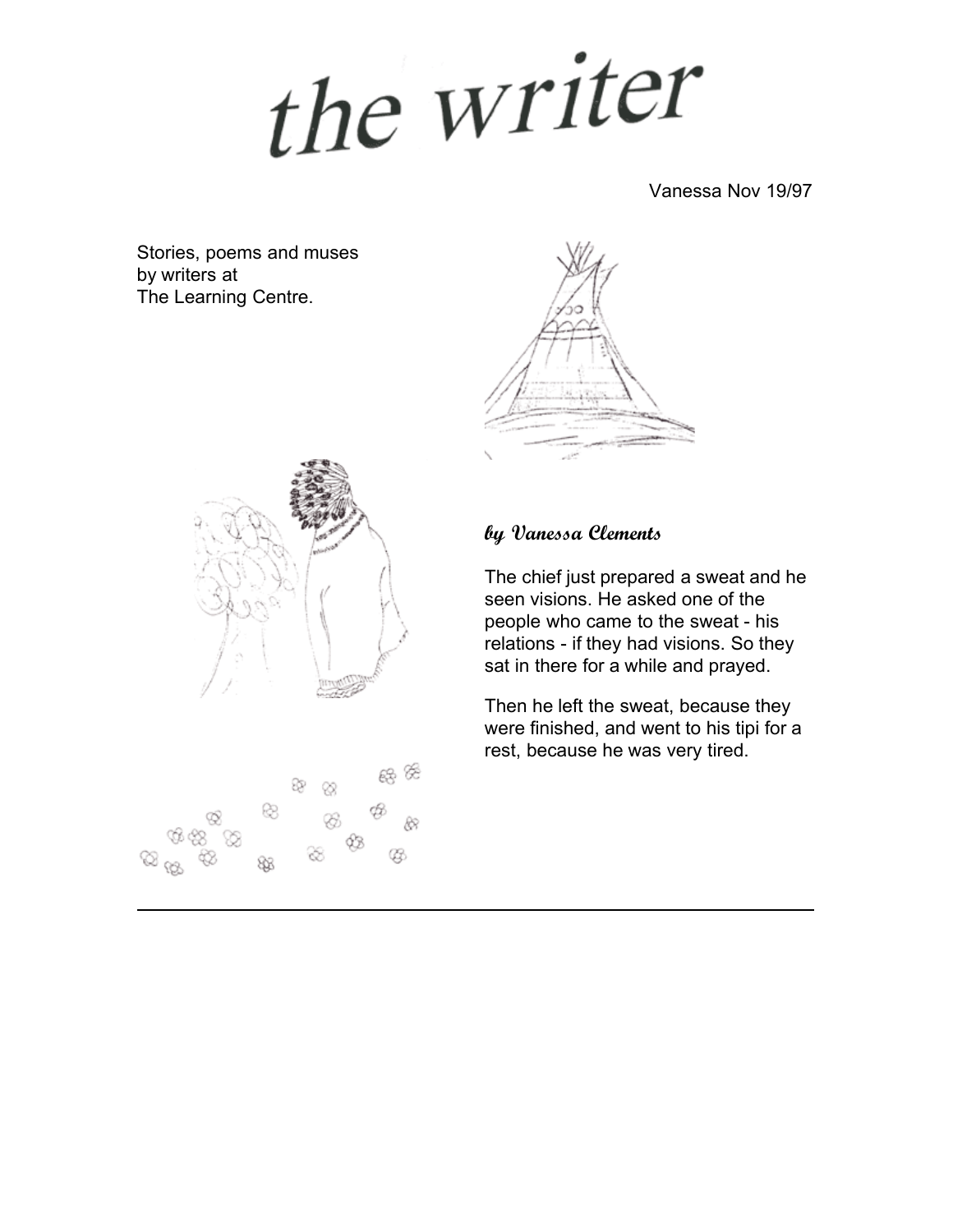# the writer

Vanessa Nov 19/97

Stories, poems and muses
by writers at
The Learning Centre.

*by Vanessa Clements*

The chief just prepared a sweat and he seen visions. He asked one of the people who came to the sweat - his relations - if they had visions. So they sat in there for a while and prayed.

Then he left the sweat, because they were finished, and went to his tipi for a rest, because he was very tired.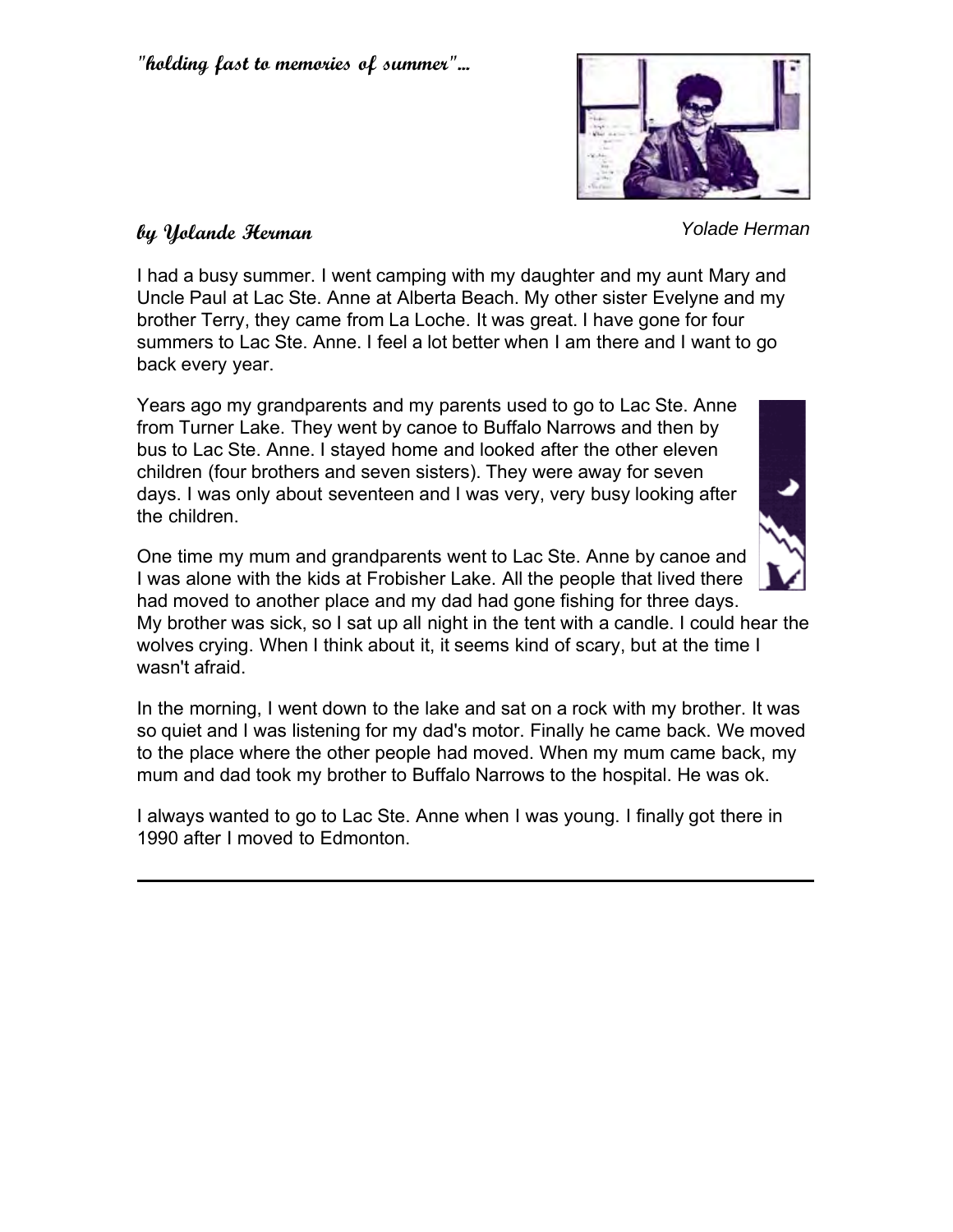## "holding fast to memories of summer"...

**by Yolande Herman**

*Yolade Herman*

I had a busy summer. I went camping with my daughter and my aunt Mary and Uncle Paul at Lac Ste. Anne at Alberta Beach. My other sister Evelyne and my brother Terry, they came from La Loche. It was great. I have gone for four summers to Lac Ste. Anne. I feel a lot better when I am there and I want to go back every year.

Years ago my grandparents and my parents used to go to Lac Ste. Anne from Turner Lake. They went by canoe to Buffalo Narrows and then by bus to Lac Ste. Anne. I stayed home and looked after the other eleven children (four brothers and seven sisters). They were away for seven days. I was only about seventeen and I was very, very busy looking after the children.

One time my mum and grandparents went to Lac Ste. Anne by canoe and I was alone with the kids at Frobisher Lake. All the people that lived there had moved to another place and my dad had gone fishing for three days. My brother was sick, so I sat up all night in the tent with a candle. I could hear the wolves crying. When I think about it, it seems kind of scary, but at the time I wasn't afraid.

In the morning, I went down to the lake and sat on a rock with my brother. It was so quiet and I was listening for my dad's motor. Finally he came back. We moved to the place where the other people had moved. When my mum came back, my mum and dad took my brother to Buffalo Narrows to the hospital. He was ok.

I always wanted to go to Lac Ste. Anne when I was young. I finally got there in 1990 after I moved to Edmonton.

---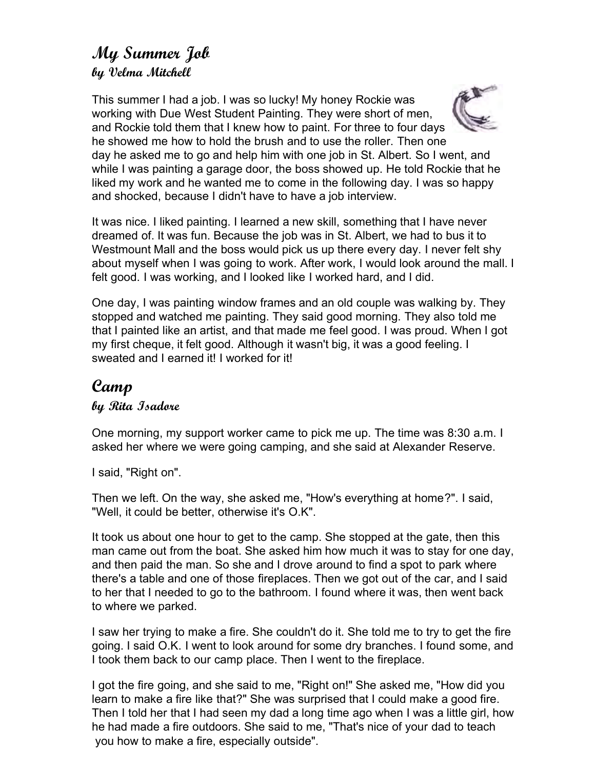## My Summer Job
### by Velma Mitchell

This summer I had a job. I was so lucky! My honey Rockie was working with Due West Student Painting. They were short of men, and Rockie told them that I knew how to paint. For three to four days he showed me how to hold the brush and to use the roller. Then one day he asked me to go and help him with one job in St. Albert. So I went, and while I was painting a garage door, the boss showed up. He told Rockie that he liked my work and he wanted me to come in the following day. I was so happy and shocked, because I didn't have to have a job interview.

It was nice. I liked painting. I learned a new skill, something that I have never dreamed of. It was fun. Because the job was in St. Albert, we had to bus it to Westmount Mall and the boss would pick us up there every day. I never felt shy about myself when I was going to work. After work, I would look around the mall. I felt good. I was working, and I looked like I worked hard, and I did.

One day, I was painting window frames and an old couple was walking by. They stopped and watched me painting. They said good morning. They also told me that I painted like an artist, and that made me feel good. I was proud. When I got my first cheque, it felt good. Although it wasn't big, it was a good feeling. I sweated and I earned it! I worked for it!

## Camp
### by Rita Isadore

One morning, my support worker came to pick me up. The time was 8:30 a.m. I asked her where we were going camping, and she said at Alexander Reserve.

I said, "Right on".

Then we left. On the way, she asked me, "How's everything at home?". I said, "Well, it could be better, otherwise it's O.K".

It took us about one hour to get to the camp. She stopped at the gate, then this man came out from the boat. She asked him how much it was to stay for one day, and then paid the man. So she and I drove around to find a spot to park where there's a table and one of those fireplaces. Then we got out of the car, and I said to her that I needed to go to the bathroom. I found where it was, then went back to where we parked.

I saw her trying to make a fire. She couldn't do it. She told me to try to get the fire going. I said O.K. I went to look around for some dry branches. I found some, and I took them back to our camp place. Then I went to the fireplace.

I got the fire going, and she said to me, "Right on!" She asked me, "How did you learn to make a fire like that?" She was surprised that I could make a good fire. Then I told her that I had seen my dad a long time ago when I was a little girl, how he had made a fire outdoors. She said to me, "That's nice of your dad to teach you how to make a fire, especially outside".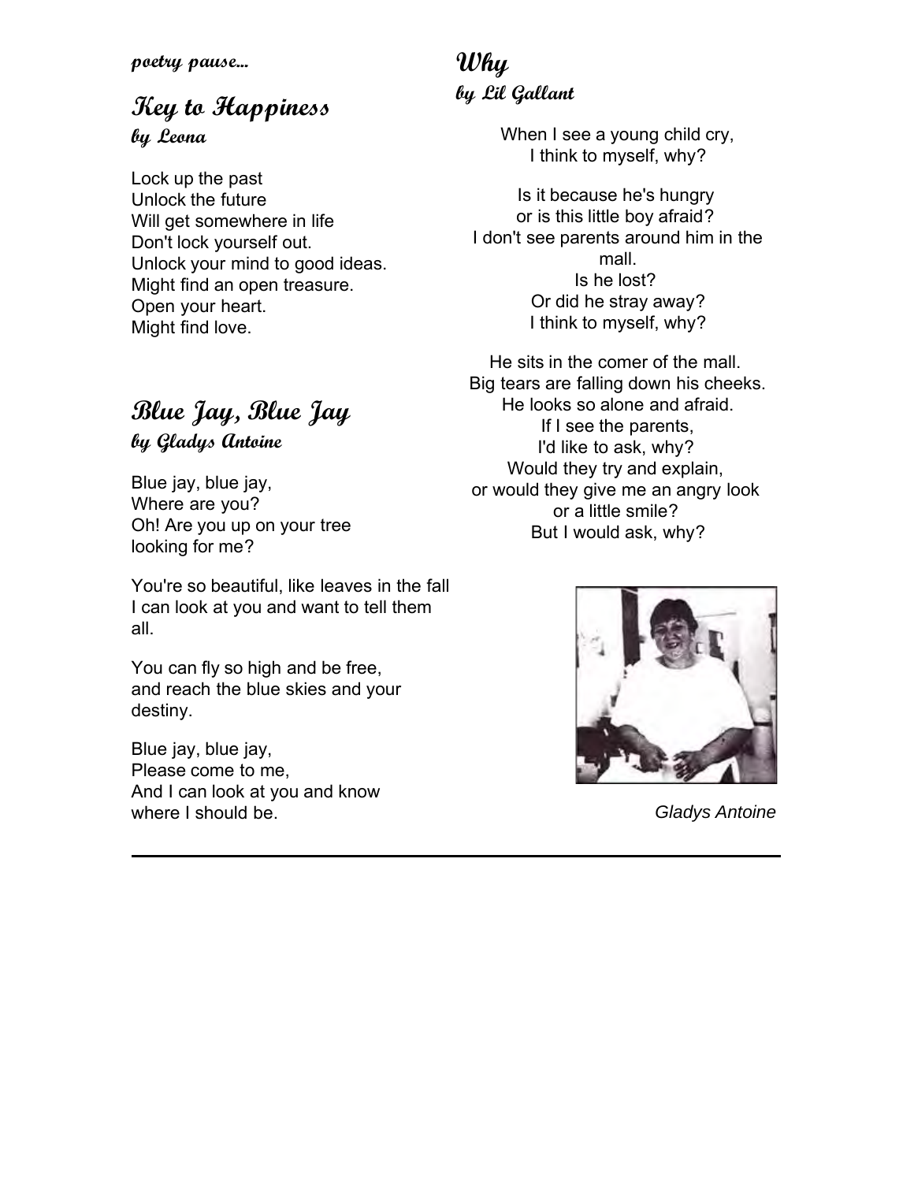*poetry pause...*

## Key to Happiness
**by Leona**

Lock up the past
Unlock the future
Will get somewhere in life
Don't lock yourself out.
Unlock your mind to good ideas.
Might find an open treasure.
Open your heart.
Might find love.

## Blue Jay, Blue Jay
**by Gladys Antoine**

Blue jay, blue jay,
Where are you?
Oh! Are you up on your tree
looking for me?

You're so beautiful, like leaves in the fall
I can look at you and want to tell them all.

You can fly so high and be free,
and reach the blue skies and your destiny.

Blue jay, blue jay,
Please come to me,
And I can look at you and know
where I should be.

## Why
**by Lil Gallant**

When I see a young child cry,
I think to myself, why?

Is it because he's hungry
or is this little boy afraid?
I don't see parents around him in the mall.
Is he lost?
Or did he stray away?
I think to myself, why?

He sits in the comer of the mall.
Big tears are falling down his cheeks.
He looks so alone and afraid.
If I see the parents,
I'd like to ask, why?
Would they try and explain,
or would they give me an angry look
or a little smile?
But I would ask, why?

*Gladys Antoine*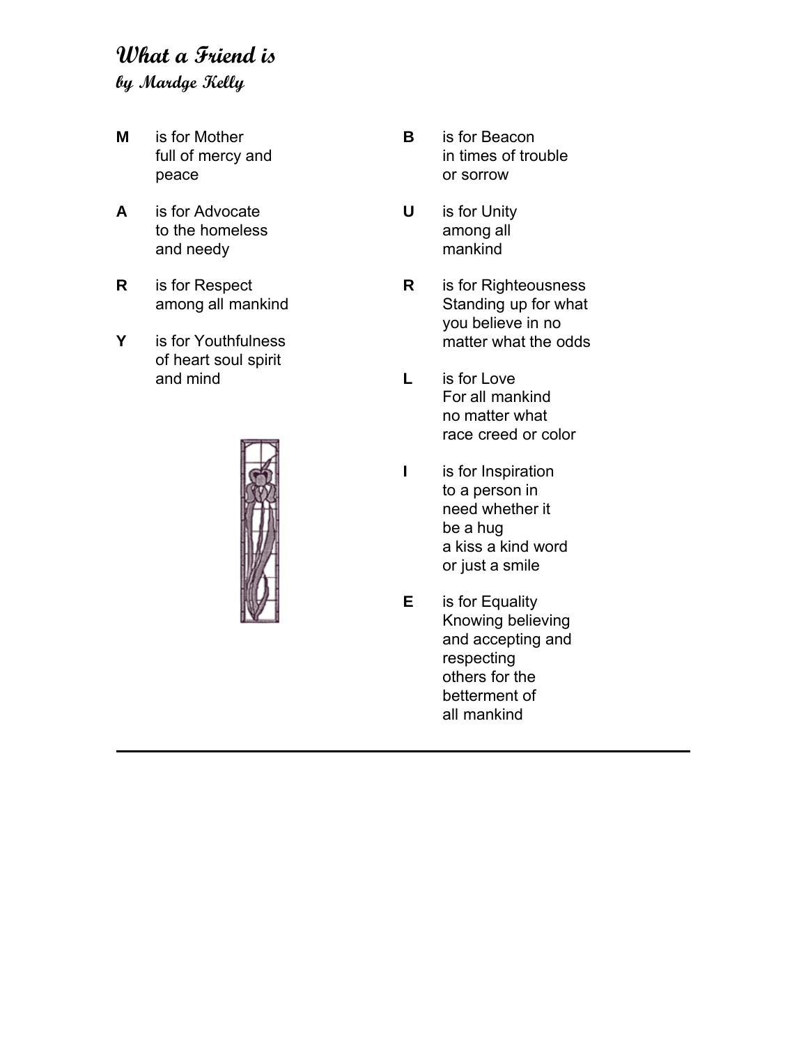## *What a Friend is*

***by Mardge Kelly***

**M** is for Mother
full of mercy and
peace

**A** is for Advocate
to the homeless
and needy

**R** is for Respect
among all mankind

**Y** is for Youthfulness
of heart soul spirit
and mind

**B** is for Beacon
in times of trouble
or sorrow

**U** is for Unity
among all
mankind

**R** is for Righteousness
Standing up for what
you believe in no
matter what the odds

**L** is for Love
For all mankind
no matter what
race creed or color

**I** is for Inspiration
to a person in
need whether it
be a hug
a kiss a kind word
or just a smile

**E** is for Equality
Knowing believing
and accepting and
respecting
others for the
betterment of
all mankind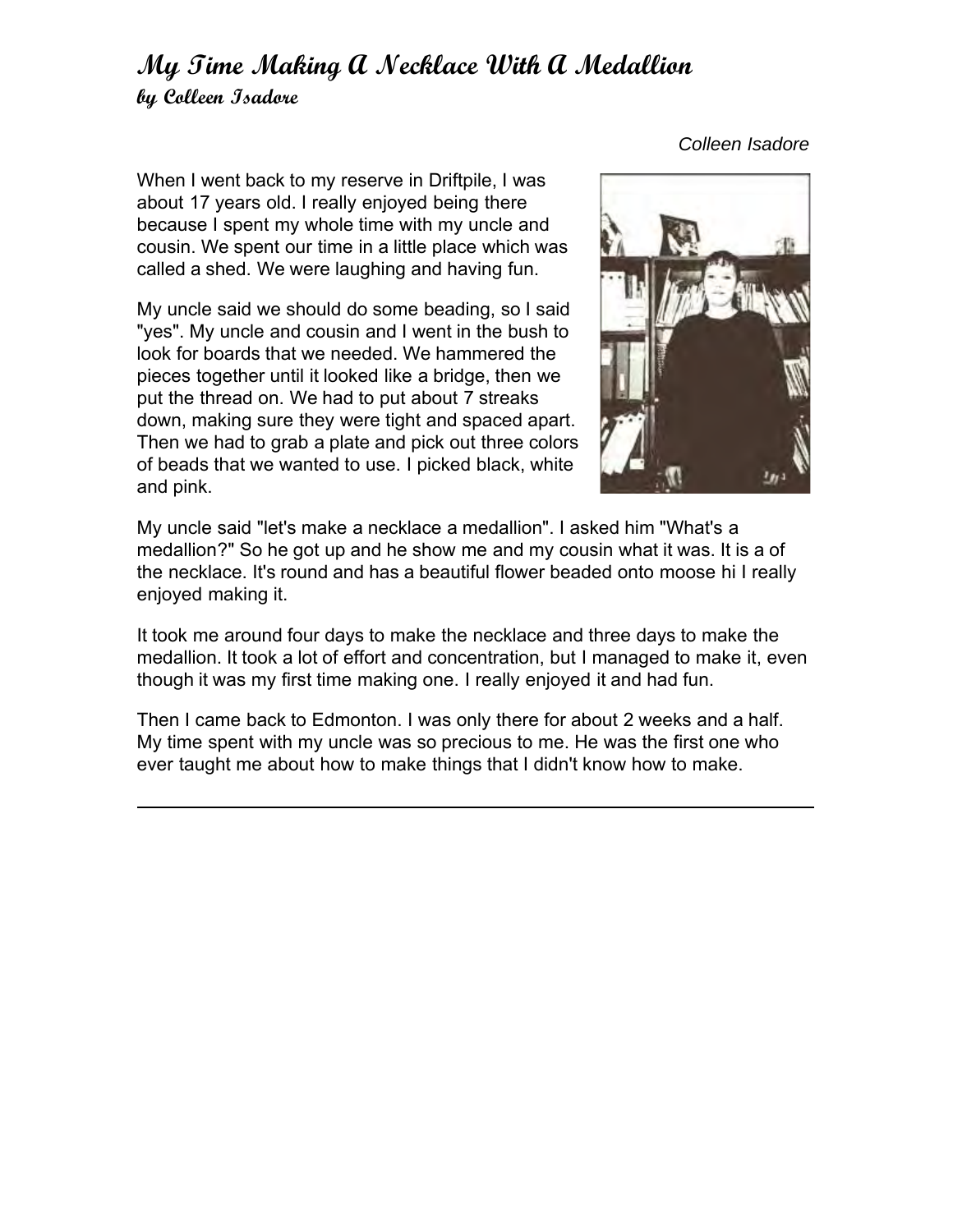# My Time Making A Necklace With A Medallion
### by Colleen Isadore

*Colleen Isadore*

When I went back to my reserve in Driftpile, I was about 17 years old. I really enjoyed being there because I spent my whole time with my uncle and cousin. We spent our time in a little place which was called a shed. We were laughing and having fun.

My uncle said we should do some beading, so I said "yes". My uncle and cousin and I went in the bush to look for boards that we needed. We hammered the pieces together until it looked like a bridge, then we put the thread on. We had to put about 7 streaks down, making sure they were tight and spaced apart. Then we had to grab a plate and pick out three colors of beads that we wanted to use. I picked black, white and pink.

My uncle said "let's make a necklace a medallion". I asked him "What's a medallion?" So he got up and he show me and my cousin what it was. It is a of the necklace. It's round and has a beautiful flower beaded onto moose hi I really enjoyed making it.

It took me around four days to make the necklace and three days to make the medallion. It took a lot of effort and concentration, but I managed to make it, even though it was my first time making one. I really enjoyed it and had fun.

Then I came back to Edmonton. I was only there for about 2 weeks and a half. My time spent with my uncle was so precious to me. He was the first one who ever taught me about how to make things that I didn't know how to make.

---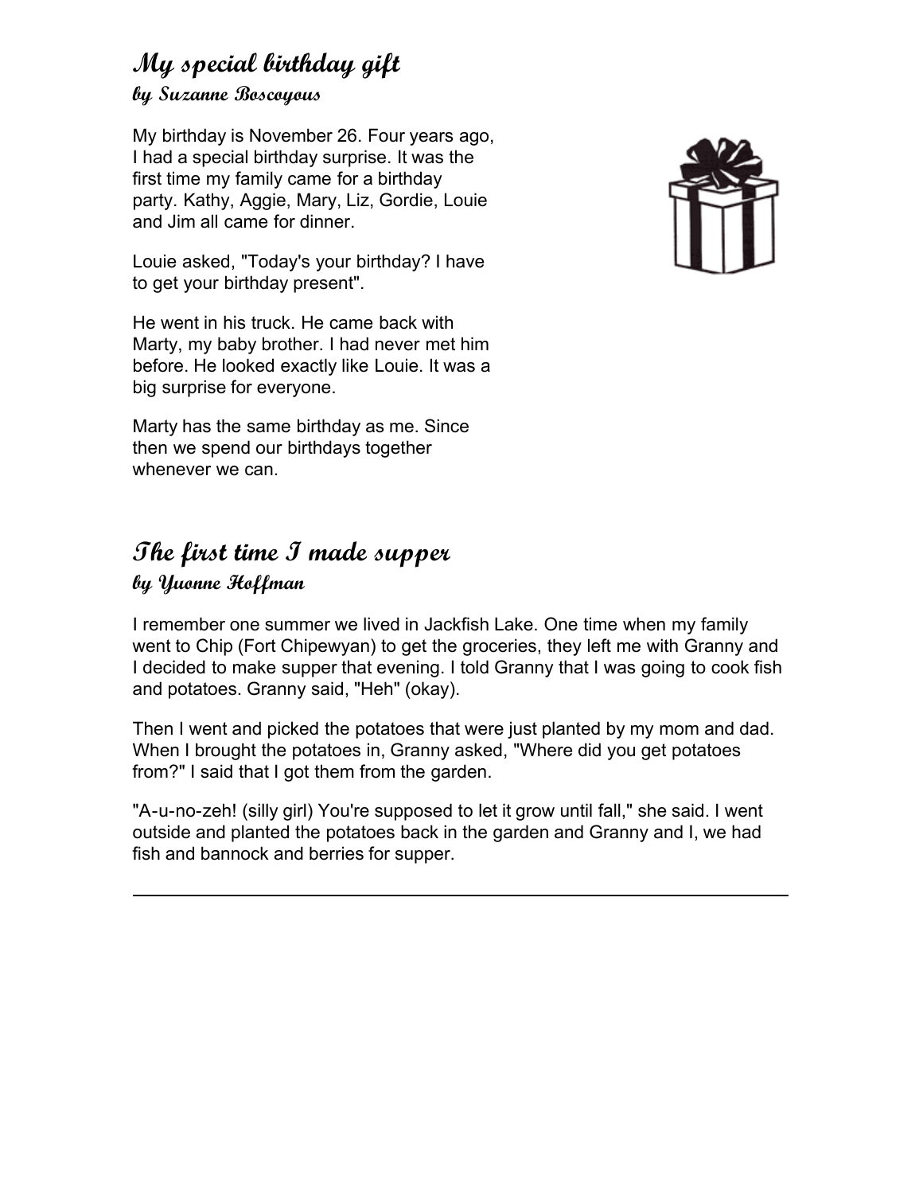## My special birthday gift

### by Suzanne Boscoyous

My birthday is November 26. Four years ago, I had a special birthday surprise. It was the first time my family came for a birthday party. Kathy, Aggie, Mary, Liz, Gordie, Louie and Jim all came for dinner.

Louie asked, "Today's your birthday? I have to get your birthday present".

He went in his truck. He came back with Marty, my baby brother. I had never met him before. He looked exactly like Louie. It was a big surprise for everyone.

Marty has the same birthday as me. Since then we spend our birthdays together whenever we can.

## The first time I made supper

### by Yvonne Hoffman

I remember one summer we lived in Jackfish Lake. One time when my family went to Chip (Fort Chipewyan) to get the groceries, they left me with Granny and I decided to make supper that evening. I told Granny that I was going to cook fish and potatoes. Granny said, "Heh" (okay).

Then I went and picked the potatoes that were just planted by my mom and dad. When I brought the potatoes in, Granny asked, "Where did you get potatoes from?" I said that I got them from the garden.

"A-u-no-zeh! (silly girl) You're supposed to let it grow until fall," she said. I went outside and planted the potatoes back in the garden and Granny and I, we had fish and bannock and berries for supper.

---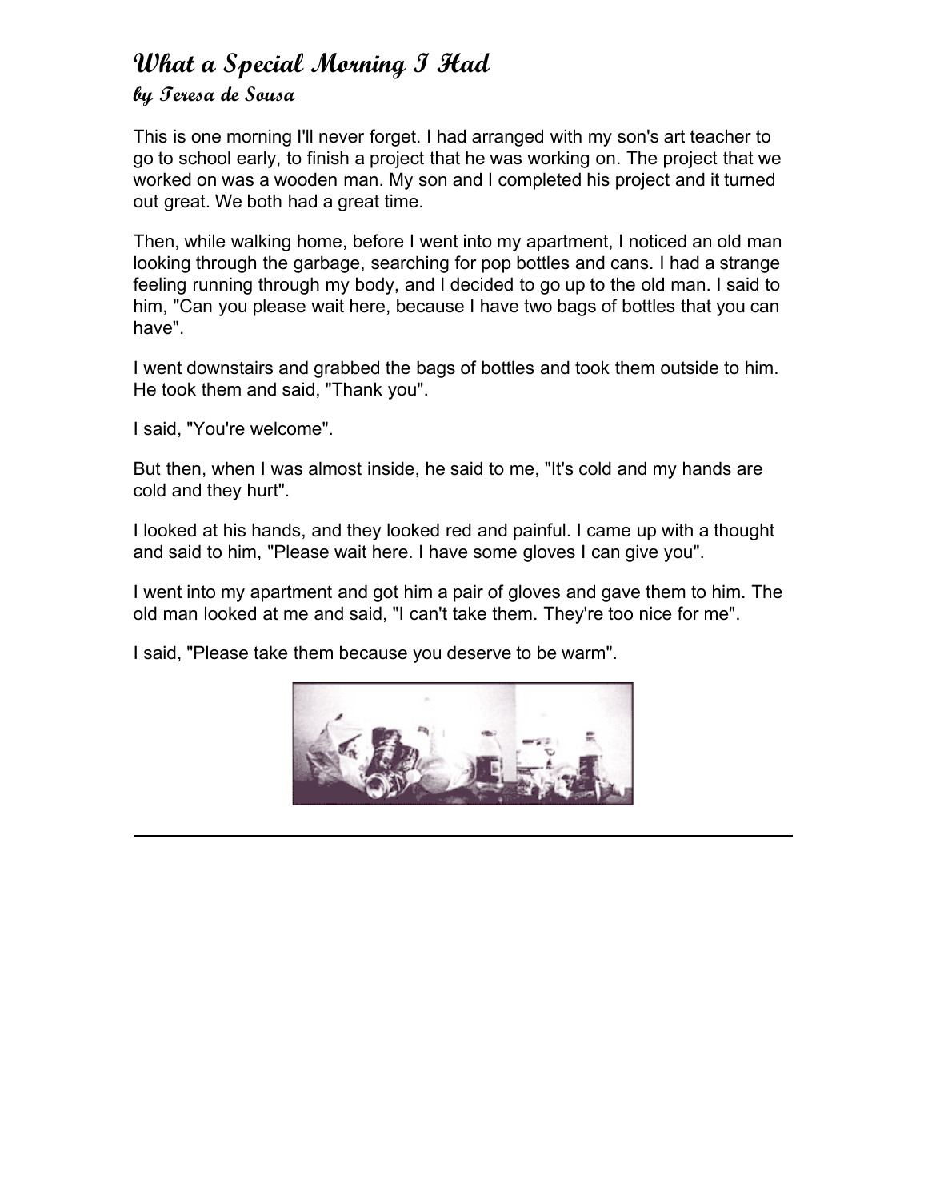# What a Special Morning I Had

### by Teresa de Sousa

This is one morning I'll never forget. I had arranged with my son's art teacher to go to school early, to finish a project that he was working on. The project that we worked on was a wooden man. My son and I completed his project and it turned out great. We both had a great time.

Then, while walking home, before I went into my apartment, I noticed an old man looking through the garbage, searching for pop bottles and cans. I had a strange feeling running through my body, and I decided to go up to the old man. I said to him, "Can you please wait here, because I have two bags of bottles that you can have".

I went downstairs and grabbed the bags of bottles and took them outside to him. He took them and said, "Thank you".

I said, "You're welcome".

But then, when I was almost inside, he said to me, "It's cold and my hands are cold and they hurt".

I looked at his hands, and they looked red and painful. I came up with a thought and said to him, "Please wait here. I have some gloves I can give you".

I went into my apartment and got him a pair of gloves and gave them to him. The old man looked at me and said, "I can't take them. They're too nice for me".

I said, "Please take them because you deserve to be warm".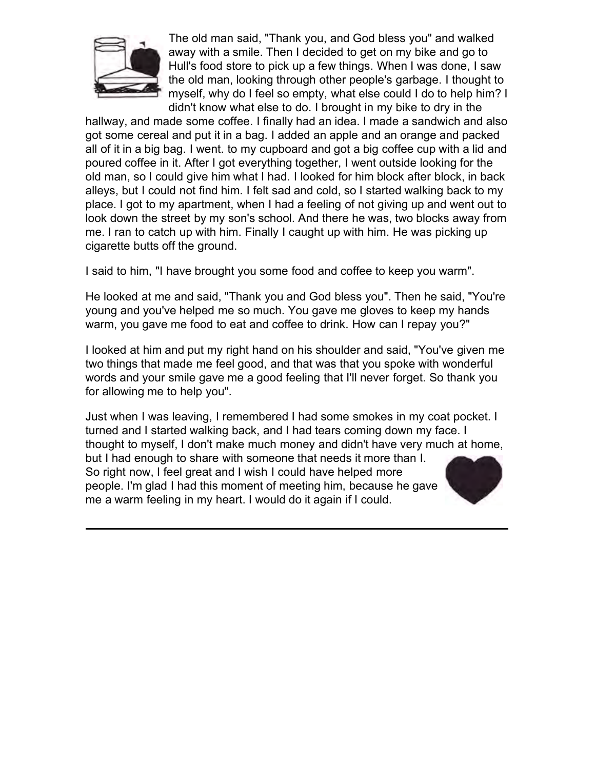The old man said, "Thank you, and God bless you" and walked away with a smile. Then I decided to get on my bike and go to Hull's food store to pick up a few things. When I was done, I saw the old man, looking through other people's garbage. I thought to myself, why do I feel so empty, what else could I do to help him? I didn't know what else to do. I brought in my bike to dry in the hallway, and made some coffee. I finally had an idea. I made a sandwich and also got some cereal and put it in a bag. I added an apple and an orange and packed all of it in a big bag. I went. to my cupboard and got a big coffee cup with a lid and poured coffee in it. After I got everything together, I went outside looking for the old man, so I could give him what I had. I looked for him block after block, in back alleys, but I could not find him. I felt sad and cold, so I started walking back to my place. I got to my apartment, when I had a feeling of not giving up and went out to look down the street by my son's school. And there he was, two blocks away from me. I ran to catch up with him. Finally I caught up with him. He was picking up cigarette butts off the ground.

I said to him, "I have brought you some food and coffee to keep you warm".

He looked at me and said, "Thank you and God bless you". Then he said, "You're young and you've helped me so much. You gave me gloves to keep my hands warm, you gave me food to eat and coffee to drink. How can I repay you?"

I looked at him and put my right hand on his shoulder and said, "You've given me two things that made me feel good, and that was that you spoke with wonderful words and your smile gave me a good feeling that I'll never forget. So thank you for allowing me to help you".

Just when I was leaving, I remembered I had some smokes in my coat pocket. I turned and I started walking back, and I had tears coming down my face. I thought to myself, I don't make much money and didn't have very much at home, but I had enough to share with someone that needs it more than I. So right now, I feel great and I wish I could have helped more people. I'm glad I had this moment of meeting him, because he gave me a warm feeling in my heart. I would do it again if I could.

---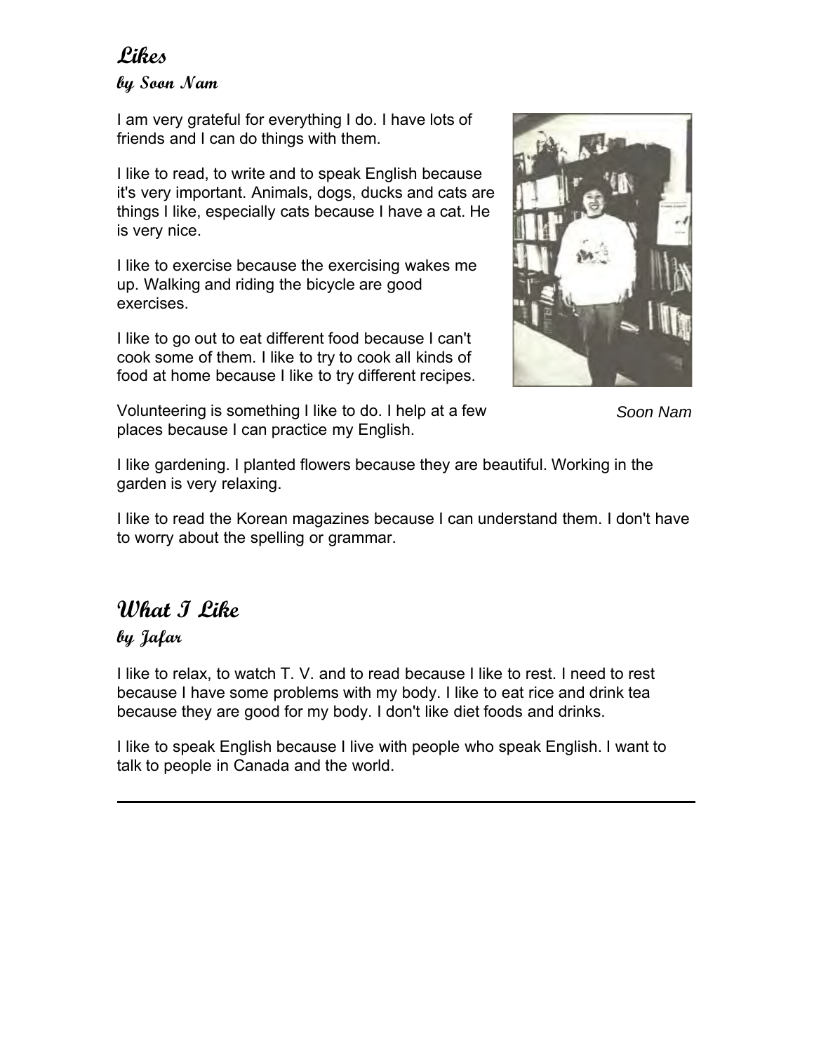## Likes

### by Soon Nam

I am very grateful for everything I do. I have lots of friends and I can do things with them.

I like to read, to write and to speak English because it's very important. Animals, dogs, ducks and cats are things I like, especially cats because I have a cat. He is very nice.

I like to exercise because the exercising wakes me up. Walking and riding the bicycle are good exercises.

I like to go out to eat different food because I can't cook some of them. I like to try to cook all kinds of food at home because I like to try different recipes.

Volunteering is something I like to do. I help at a few places because I can practice my English.

*Soon Nam*

I like gardening. I planted flowers because they are beautiful. Working in the garden is very relaxing.

I like to read the Korean magazines because I can understand them. I don't have to worry about the spelling or grammar.

## What I Like

### by Jafar

I like to relax, to watch T. V. and to read because I like to rest. I need to rest because I have some problems with my body. I like to eat rice and drink tea because they are good for my body. I don't like diet foods and drinks.

I like to speak English because I live with people who speak English. I want to talk to people in Canada and the world.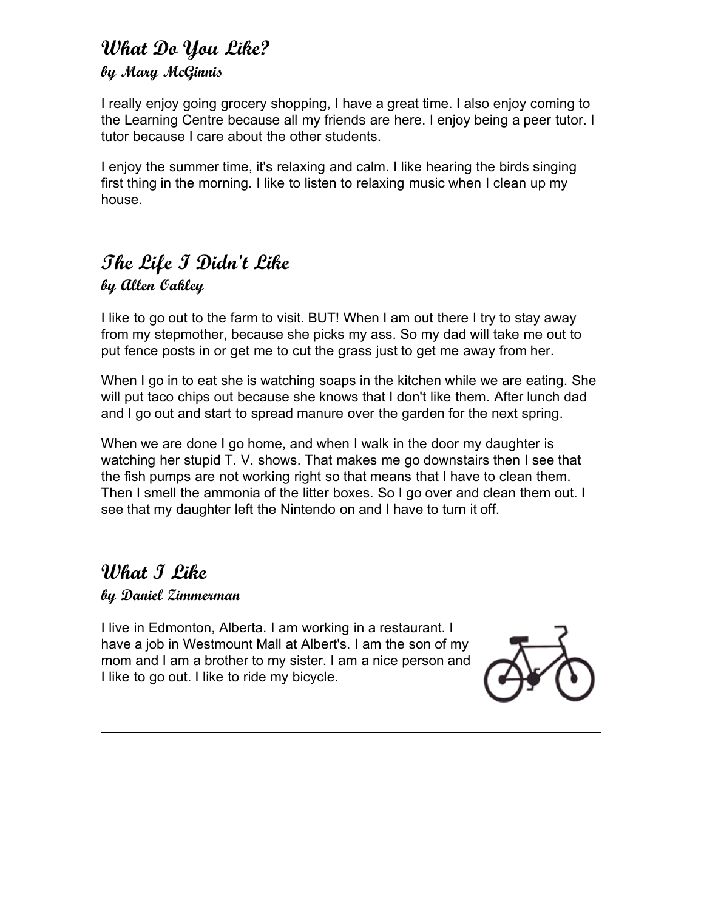## What Do You Like?

### by Mary McGinnis

I really enjoy going grocery shopping, I have a great time. I also enjoy coming to the Learning Centre because all my friends are here. I enjoy being a peer tutor. I tutor because I care about the other students.

I enjoy the summer time, it's relaxing and calm. I like hearing the birds singing first thing in the morning. I like to listen to relaxing music when I clean up my house.

## The Life I Didn't Like

### by Allen Oakley

I like to go out to the farm to visit. BUT! When I am out there I try to stay away from my stepmother, because she picks my ass. So my dad will take me out to put fence posts in or get me to cut the grass just to get me away from her.

When I go in to eat she is watching soaps in the kitchen while we are eating. She will put taco chips out because she knows that I don't like them. After lunch dad and I go out and start to spread manure over the garden for the next spring.

When we are done I go home, and when I walk in the door my daughter is watching her stupid T. V. shows. That makes me go downstairs then I see that the fish pumps are not working right so that means that I have to clean them. Then I smell the ammonia of the litter boxes. So I go over and clean them out. I see that my daughter left the Nintendo on and I have to turn it off.

## What I Like

### by Daniel Zimmerman

I live in Edmonton, Alberta. I am working in a restaurant. I have a job in Westmount Mall at Albert's. I am the son of my mom and I am a brother to my sister. I am a nice person and I like to go out. I like to ride my bicycle.

---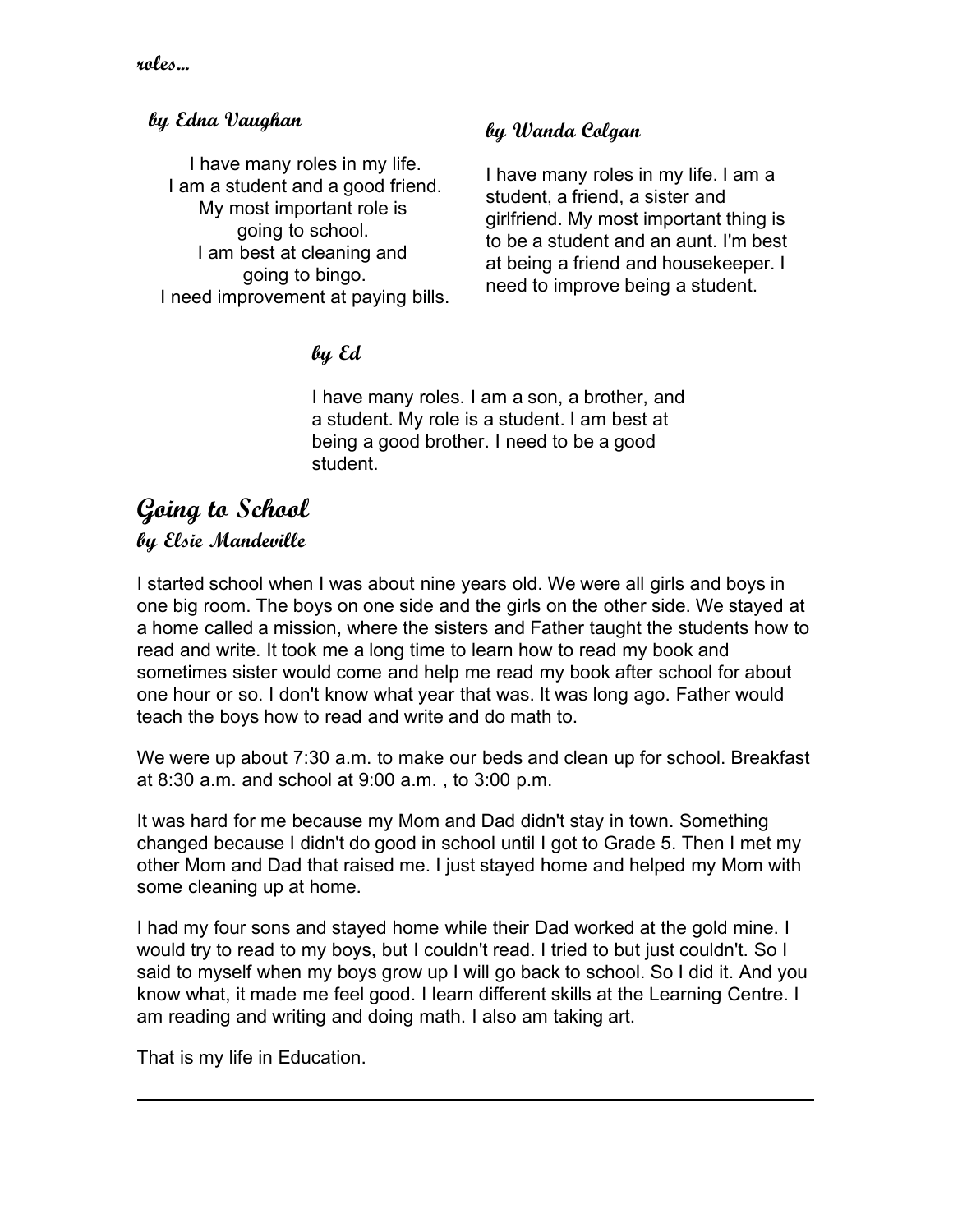roles...

### by Edna Vaughan

I have many roles in my life.
I am a student and a good friend.
My most important role is
going to school.
I am best at cleaning and
going to bingo.
I need improvement at paying bills.

### by Wanda Colgan

I have many roles in my life. I am a student, a friend, a sister and girlfriend. My most important thing is to be a student and an aunt. I'm best at being a friend and housekeeper. I need to improve being a student.

### by Ed

I have many roles. I am a son, a brother, and a student. My role is a student. I am best at being a good brother. I need to be a good student.

## Going to School

### by Elsie Mandeville

I started school when I was about nine years old. We were all girls and boys in one big room. The boys on one side and the girls on the other side. We stayed at a home called a mission, where the sisters and Father taught the students how to read and write. It took me a long time to learn how to read my book and sometimes sister would come and help me read my book after school for about one hour or so. I don't know what year that was. It was long ago. Father would teach the boys how to read and write and do math to.

We were up about 7:30 a.m. to make our beds and clean up for school. Breakfast at 8:30 a.m. and school at 9:00 a.m. , to 3:00 p.m.

It was hard for me because my Mom and Dad didn't stay in town. Something changed because I didn't do good in school until I got to Grade 5. Then I met my other Mom and Dad that raised me. I just stayed home and helped my Mom with some cleaning up at home.

I had my four sons and stayed home while their Dad worked at the gold mine. I would try to read to my boys, but I couldn't read. I tried to but just couldn't. So I said to myself when my boys grow up I will go back to school. So I did it. And you know what, it made me feel good. I learn different skills at the Learning Centre. I am reading and writing and doing math. I also am taking art.

That is my life in Education.

---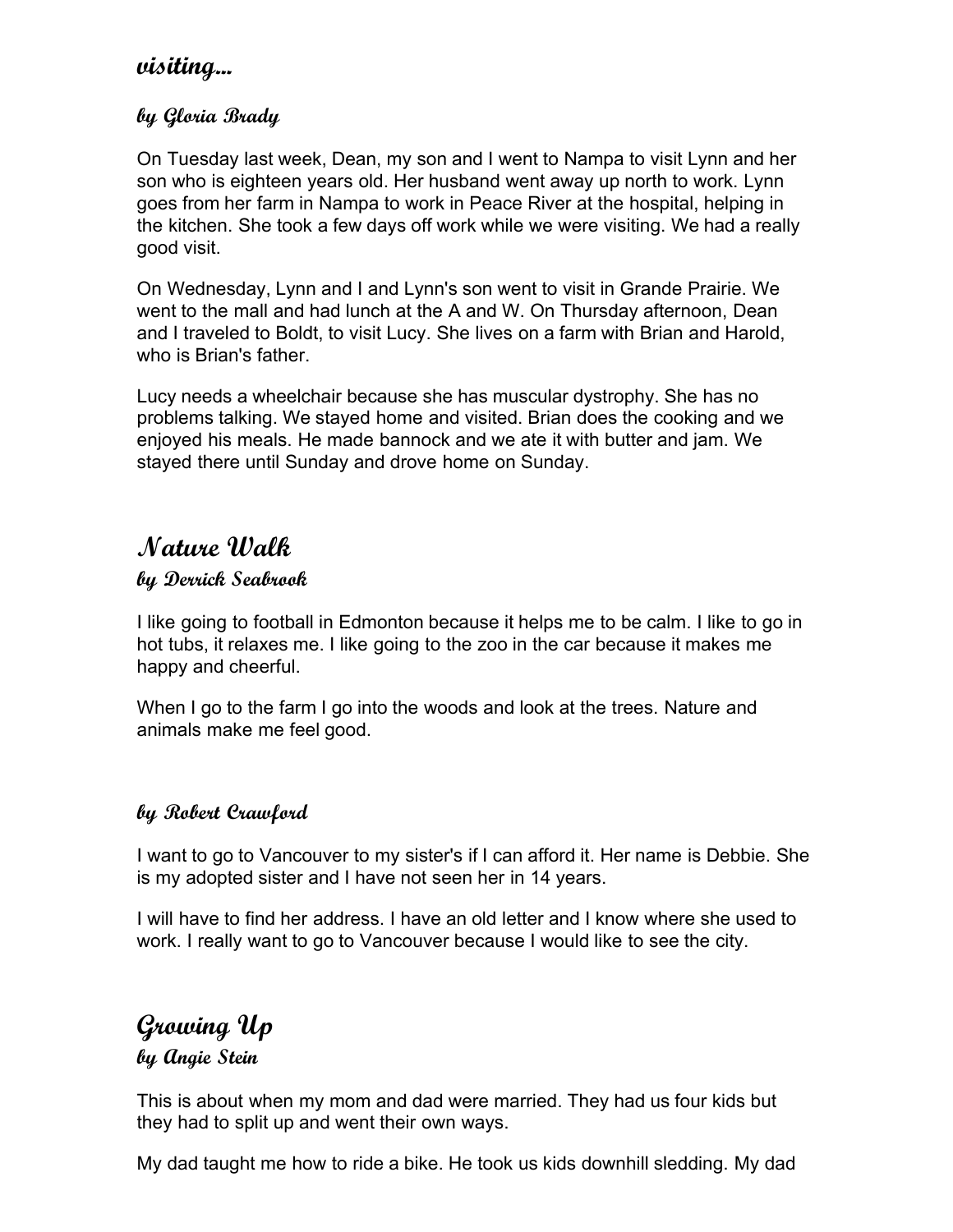## visiting...

### by Gloria Brady

On Tuesday last week, Dean, my son and I went to Nampa to visit Lynn and her son who is eighteen years old. Her husband went away up north to work. Lynn goes from her farm in Nampa to work in Peace River at the hospital, helping in the kitchen. She took a few days off work while we were visiting. We had a really good visit.

On Wednesday, Lynn and I and Lynn's son went to visit in Grande Prairie. We went to the mall and had lunch at the A and W. On Thursday afternoon, Dean and I traveled to Boldt, to visit Lucy. She lives on a farm with Brian and Harold, who is Brian's father.

Lucy needs a wheelchair because she has muscular dystrophy. She has no problems talking. We stayed home and visited. Brian does the cooking and we enjoyed his meals. He made bannock and we ate it with butter and jam. We stayed there until Sunday and drove home on Sunday.

## Nature Walk

### by Derrick Seabrook

I like going to football in Edmonton because it helps me to be calm. I like to go in hot tubs, it relaxes me. I like going to the zoo in the car because it makes me happy and cheerful.

When I go to the farm I go into the woods and look at the trees. Nature and animals make me feel good.

### by Robert Crawford

I want to go to Vancouver to my sister's if I can afford it. Her name is Debbie. She is my adopted sister and I have not seen her in 14 years.

I will have to find her address. I have an old letter and I know where she used to work. I really want to go to Vancouver because I would like to see the city.

## Growing Up

### by Angie Stein

This is about when my mom and dad were married. They had us four kids but they had to split up and went their own ways.

My dad taught me how to ride a bike. He took us kids downhill sledding. My dad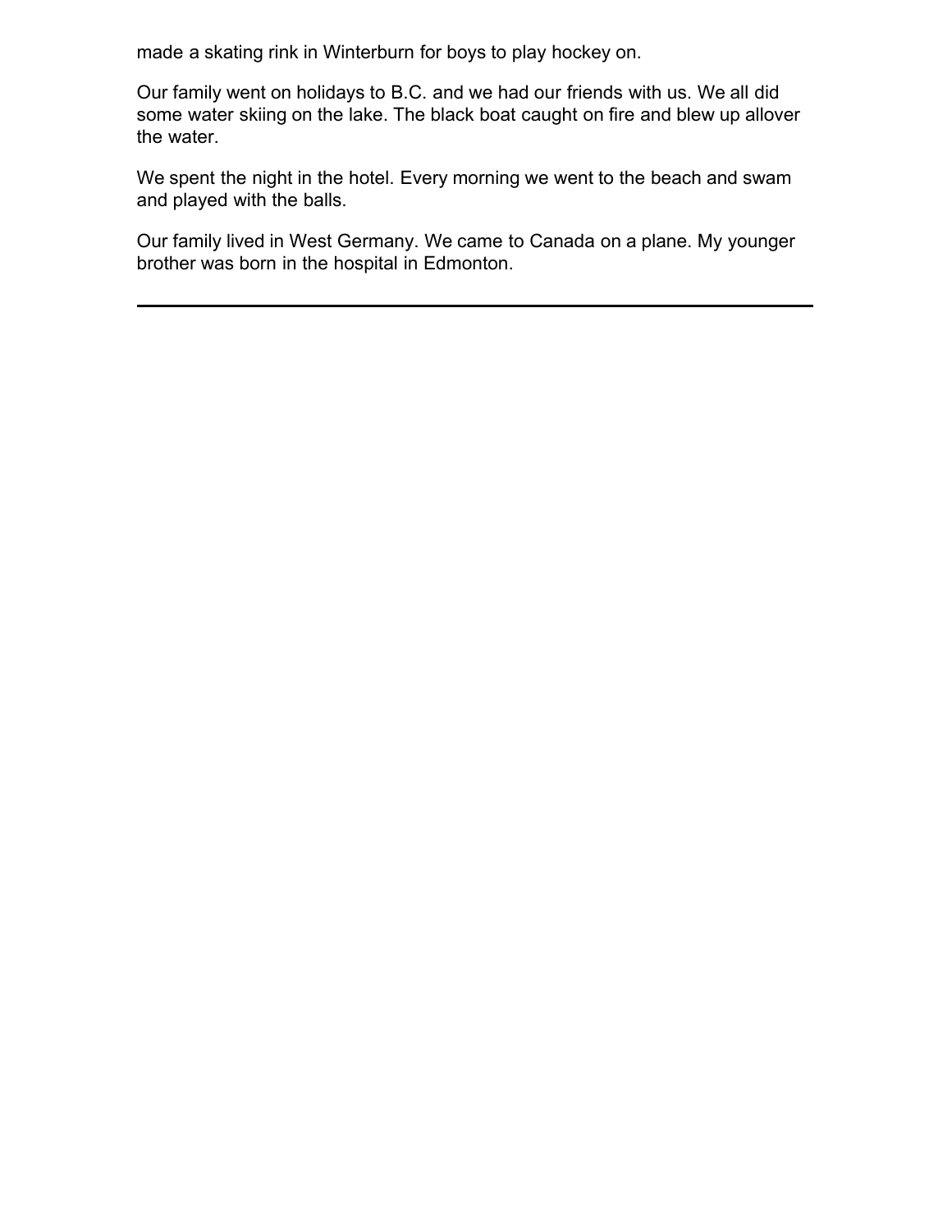made a skating rink in Winterburn for boys to play hockey on.

Our family went on holidays to B.C. and we had our friends with us. We all did some water skiing on the lake. The black boat caught on fire and blew up allover the water.

We spent the night in the hotel. Every morning we went to the beach and swam and played with the balls.

Our family lived in West Germany. We came to Canada on a plane. My younger brother was born in the hospital in Edmonton.

---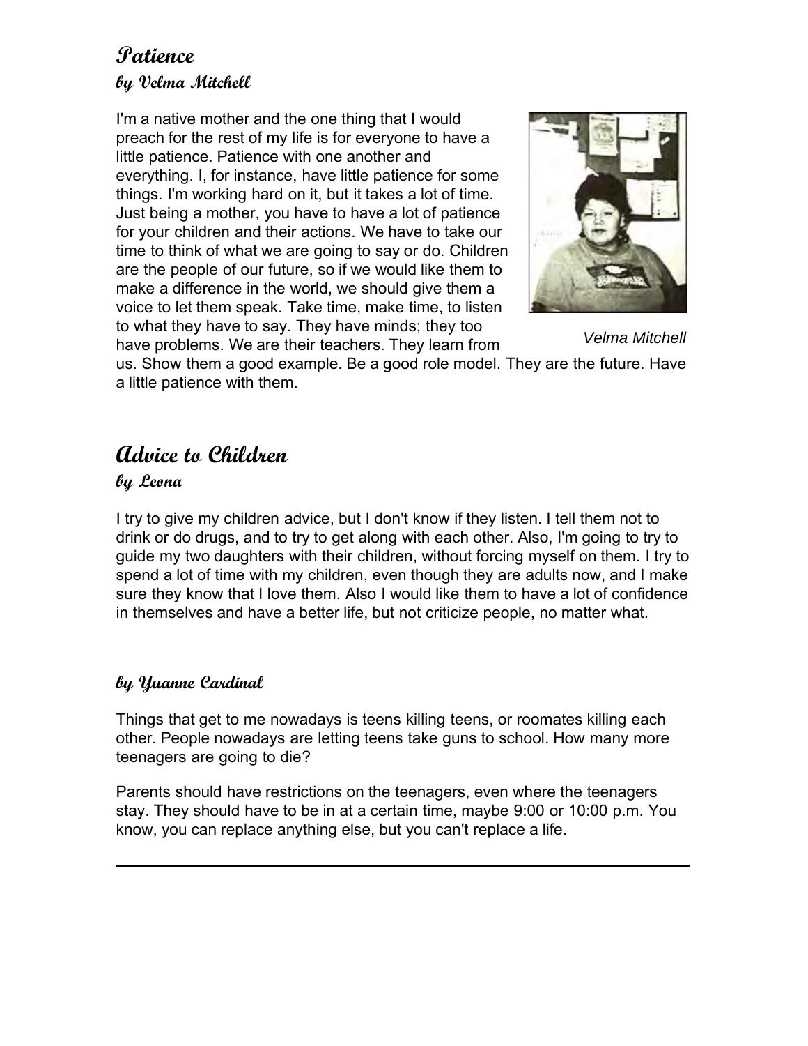## Patience

### by Velma Mitchell

I'm a native mother and the one thing that I would preach for the rest of my life is for everyone to have a little patience. Patience with one another and everything. I, for instance, have little patience for some things. I'm working hard on it, but it takes a lot of time. Just being a mother, you have to have a lot of patience for your children and their actions. We have to take our time to think of what we are going to say or do. Children are the people of our future, so if we would like them to make a difference in the world, we should give them a voice to let them speak. Take time, make time, to listen to what they have to say. They have minds; they too have problems. We are their teachers. They learn from us. Show them a good example. Be a good role model. They are the future. Have a little patience with them.

*Velma Mitchell*

## Advice to Children

### by Leona

I try to give my children advice, but I don't know if they listen. I tell them not to drink or do drugs, and to try to get along with each other. Also, I'm going to try to guide my two daughters with their children, without forcing myself on them. I try to spend a lot of time with my children, even though they are adults now, and I make sure they know that I love them. Also I would like them to have a lot of confidence in themselves and have a better life, but not criticize people, no matter what.

### by Yuanne Cardinal

Things that get to me nowadays is teens killing teens, or roomates killing each other. People nowadays are letting teens take guns to school. How many more teenagers are going to die?

Parents should have restrictions on the teenagers, even where the teenagers stay. They should have to be in at a certain time, maybe 9:00 or 10:00 p.m. You know, you can replace anything else, but you can't replace a life.

---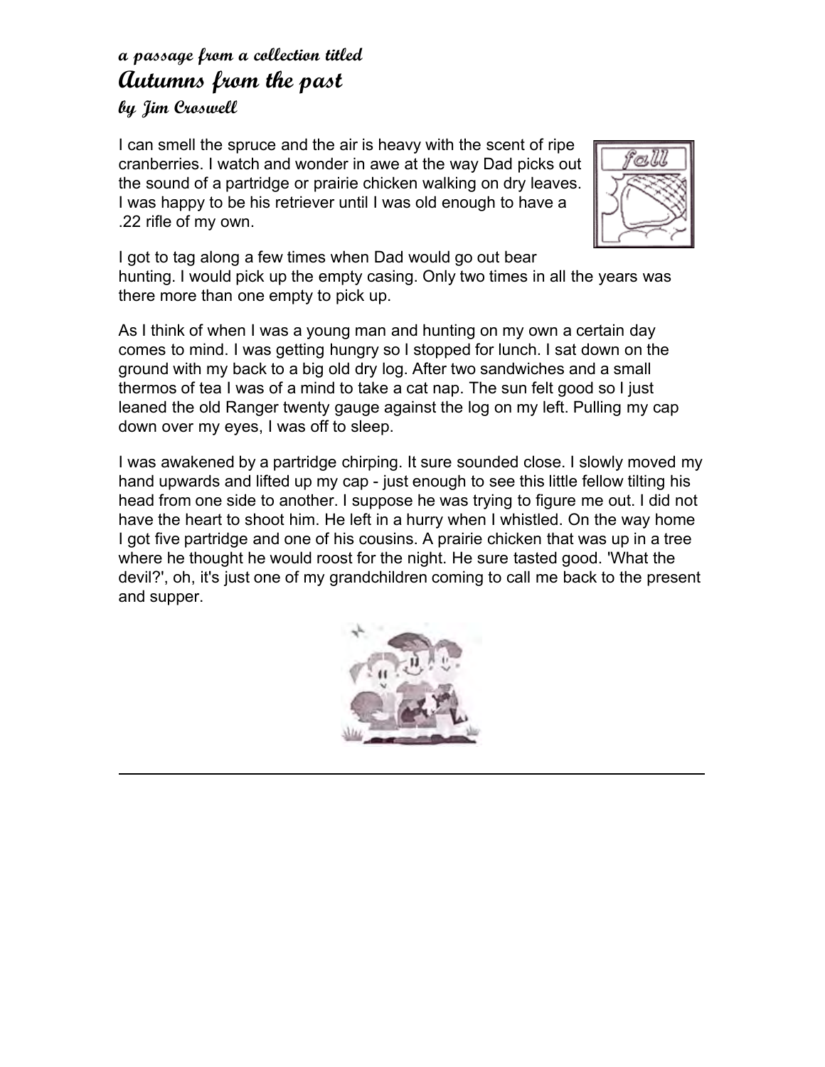*a passage from a collection titled*

## Autumns from the past

*by Jim Croswell*

I can smell the spruce and the air is heavy with the scent of ripe cranberries. I watch and wonder in awe at the way Dad picks out the sound of a partridge or prairie chicken walking on dry leaves. I was happy to be his retriever until I was old enough to have a .22 rifle of my own.

I got to tag along a few times when Dad would go out bear hunting. I would pick up the empty casing. Only two times in all the years was there more than one empty to pick up.

As I think of when I was a young man and hunting on my own a certain day comes to mind. I was getting hungry so I stopped for lunch. I sat down on the ground with my back to a big old dry log. After two sandwiches and a small thermos of tea I was of a mind to take a cat nap. The sun felt good so I just leaned the old Ranger twenty gauge against the log on my left. Pulling my cap down over my eyes, I was off to sleep.

I was awakened by a partridge chirping. It sure sounded close. I slowly moved my hand upwards and lifted up my cap - just enough to see this little fellow tilting his head from one side to another. I suppose he was trying to figure me out. I did not have the heart to shoot him. He left in a hurry when I whistled. On the way home I got five partridge and one of his cousins. A prairie chicken that was up in a tree where he thought he would roost for the night. He sure tasted good. 'What the devil?', oh, it's just one of my grandchildren coming to call me back to the present and supper.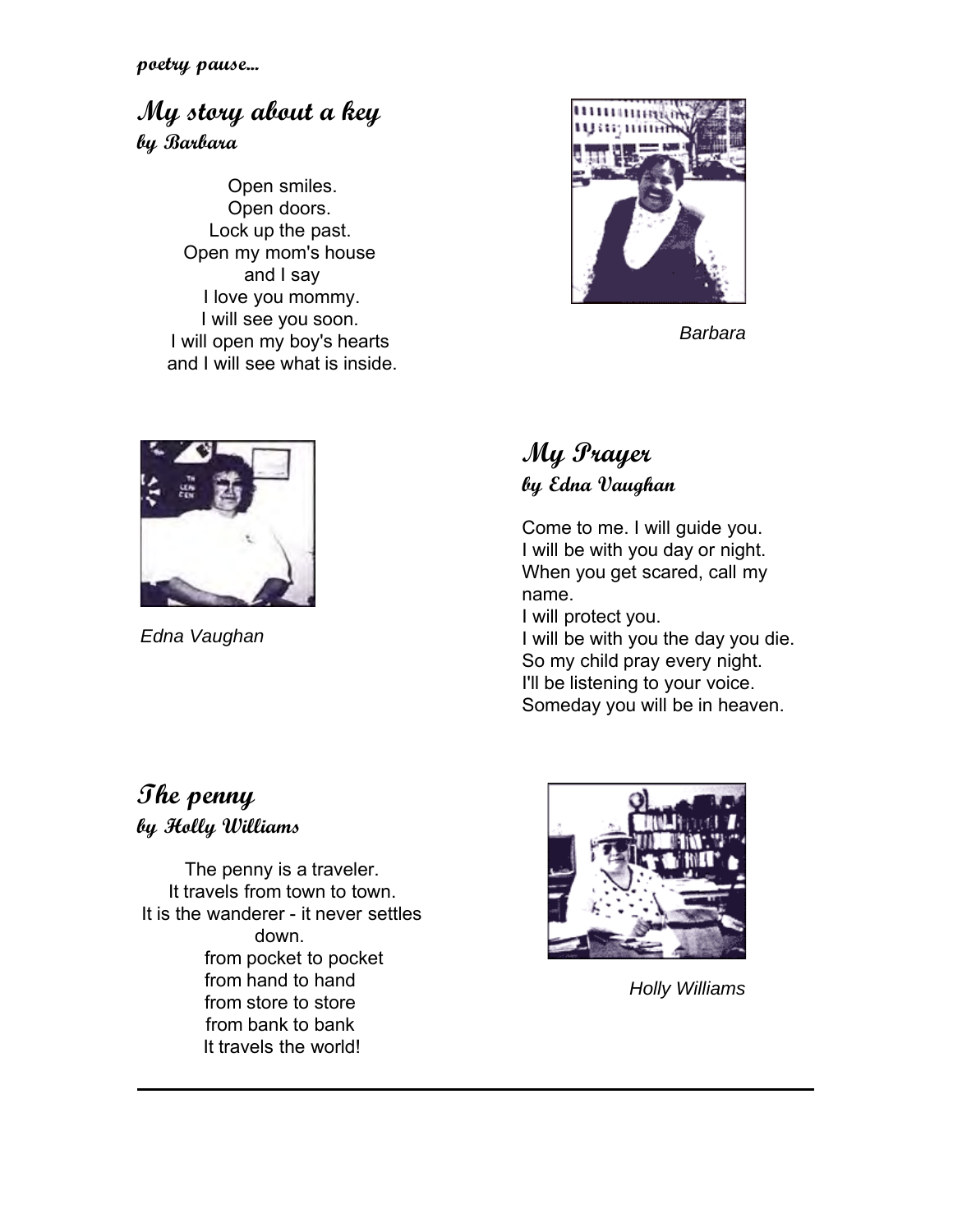*poetry pause...*

## My story about a key
### by Barbara

Open smiles.
Open doors.
Lock up the past.
Open my mom's house
and I say
I love you mommy.
I will see you soon.
I will open my boy's hearts
and I will see what is inside.

*Barbara*

## My Prayer
### by Edna Vaughan

*Edna Vaughan*

Come to me. I will guide you.
I will be with you day or night.
When you get scared, call my name.
I will protect you.
I will be with you the day you die.
So my child pray every night.
I'll be listening to your voice.
Someday you will be in heaven.

## The penny
### by Holly Williams

The penny is a traveler.
It travels from town to town.
It is the wanderer - it never settles down.
from pocket to pocket
from hand to hand
from store to store
from bank to bank
It travels the world!

*Holly Williams*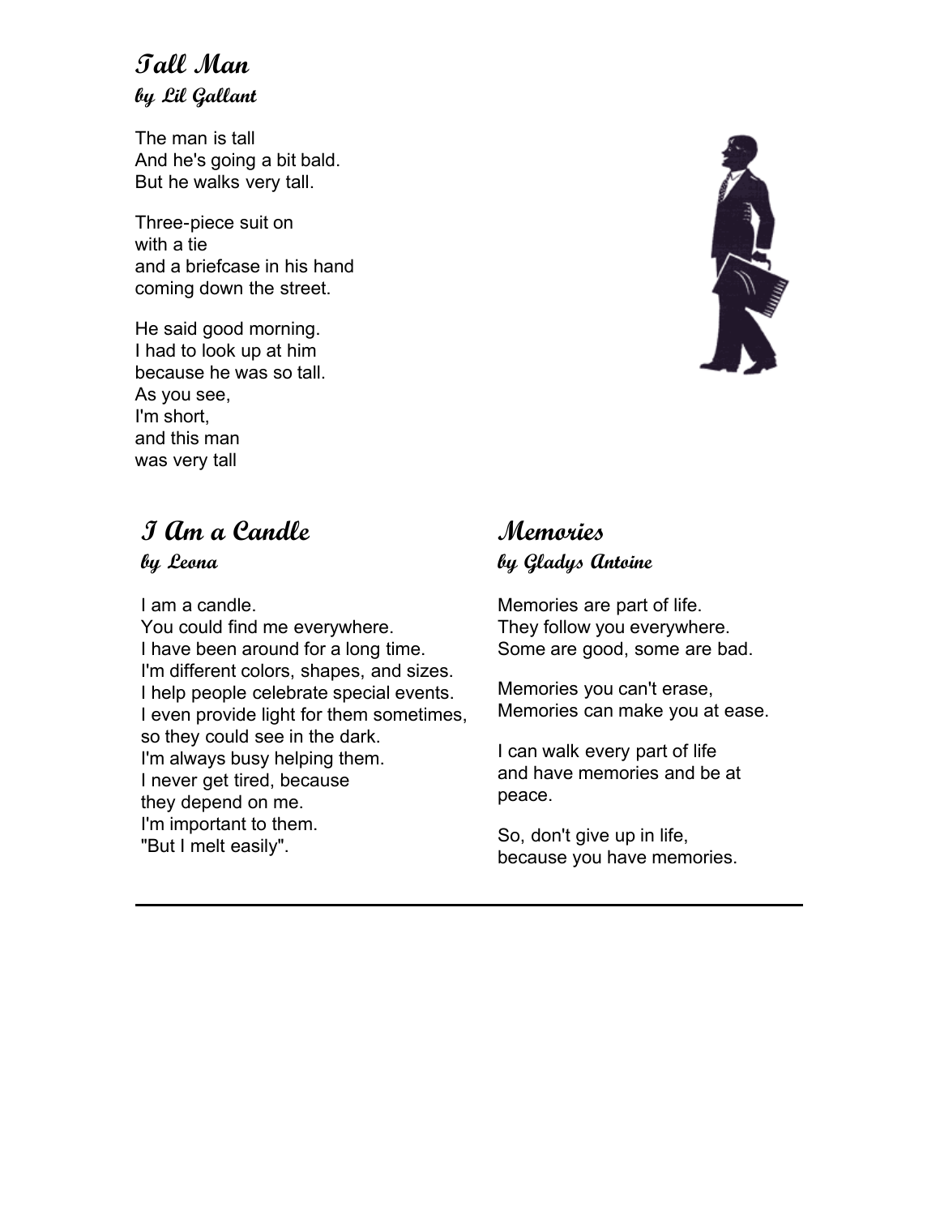## Tall Man
### by Lil Gallant

The man is tall  
And he's going a bit bald.  
But he walks very tall.

Three-piece suit on  
with a tie  
and a briefcase in his hand  
coming down the street.

He said good morning.  
I had to look up at him  
because he was so tall.  
As you see,  
I'm short,  
and this man  
was very tall

## I Am a Candle
### by Leona

I am a candle.  
You could find me everywhere.  
I have been around for a long time.  
I'm different colors, shapes, and sizes.  
I help people celebrate special events.  
I even provide light for them sometimes,  
so they could see in the dark.  
I'm always busy helping them.  
I never get tired, because  
they depend on me.  
I'm important to them.  
"But I melt easily".

## Memories
### by Gladys Antoine

Memories are part of life.  
They follow you everywhere.  
Some are good, some are bad.

Memories you can't erase,  
Memories can make you at ease.

I can walk every part of life  
and have memories and be at  
peace.

So, don't give up in life,  
because you have memories.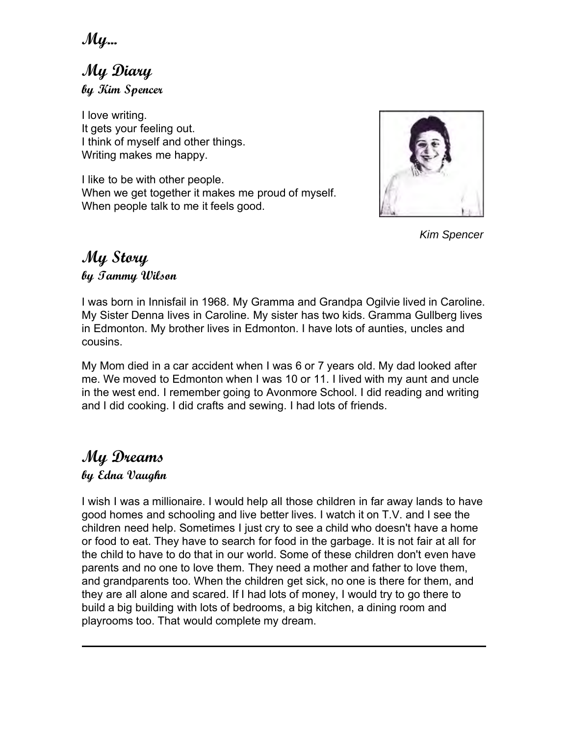# My...

## My Diary

### by Kim Spencer

I love writing.
It gets your feeling out.
I think of myself and other things.
Writing makes me happy.

I like to be with other people.
When we get together it makes me proud of myself.
When people talk to me it feels good.

*Kim Spencer*

## My Story

### by Tammy Wilson

I was born in Innisfail in 1968. My Gramma and Grandpa Ogilvie lived in Caroline. My Sister Denna lives in Caroline. My sister has two kids. Gramma Gullberg lives in Edmonton. My brother lives in Edmonton. I have lots of aunties, uncles and cousins.

My Mom died in a car accident when I was 6 or 7 years old. My dad looked after me. We moved to Edmonton when I was 10 or 11. I lived with my aunt and uncle in the west end. I remember going to Avonmore School. I did reading and writing and I did cooking. I did crafts and sewing. I had lots of friends.

## My Dreams

### by Edna Vaughn

I wish I was a millionaire. I would help all those children in far away lands to have good homes and schooling and live better lives. I watch it on T.V. and I see the children need help. Sometimes I just cry to see a child who doesn't have a home or food to eat. They have to search for food in the garbage. It is not fair at all for the child to have to do that in our world. Some of these children don't even have parents and no one to love them. They need a mother and father to love them, and grandparents too. When the children get sick, no one is there for them, and they are all alone and scared. If I had lots of money, I would try to go there to build a big building with lots of bedrooms, a big kitchen, a dining room and playrooms too. That would complete my dream.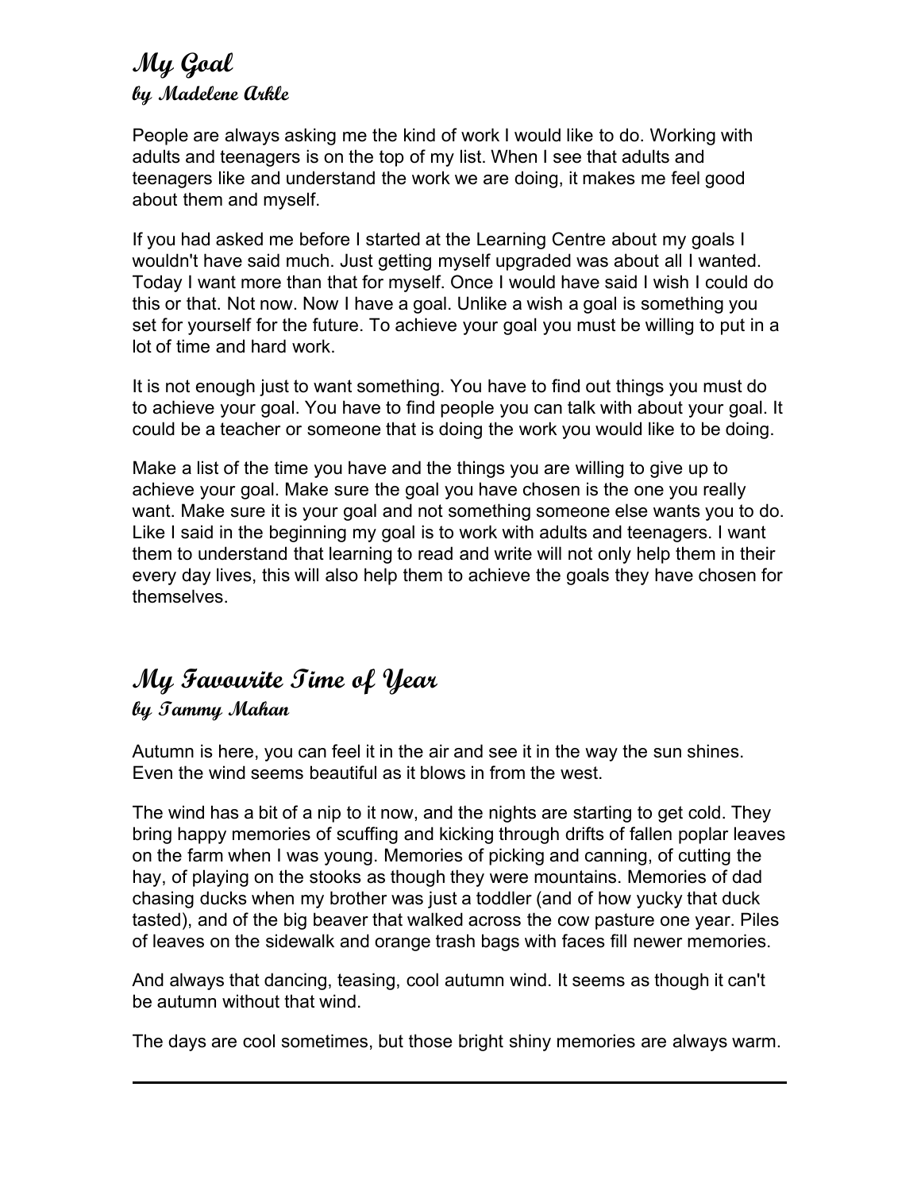## My Goal
### by Madelene Arkle

People are always asking me the kind of work I would like to do. Working with adults and teenagers is on the top of my list. When I see that adults and teenagers like and understand the work we are doing, it makes me feel good about them and myself.

If you had asked me before I started at the Learning Centre about my goals I wouldn't have said much. Just getting myself upgraded was about all I wanted. Today I want more than that for myself. Once I would have said I wish I could do this or that. Not now. Now I have a goal. Unlike a wish a goal is something you set for yourself for the future. To achieve your goal you must be willing to put in a lot of time and hard work.

It is not enough just to want something. You have to find out things you must do to achieve your goal. You have to find people you can talk with about your goal. It could be a teacher or someone that is doing the work you would like to be doing.

Make a list of the time you have and the things you are willing to give up to achieve your goal. Make sure the goal you have chosen is the one you really want. Make sure it is your goal and not something someone else wants you to do. Like I said in the beginning my goal is to work with adults and teenagers. I want them to understand that learning to read and write will not only help them in their every day lives, this will also help them to achieve the goals they have chosen for themselves.

## My Favourite Time of Year
### by Tammy Mahan

Autumn is here, you can feel it in the air and see it in the way the sun shines. Even the wind seems beautiful as it blows in from the west.

The wind has a bit of a nip to it now, and the nights are starting to get cold. They bring happy memories of scuffing and kicking through drifts of fallen poplar leaves on the farm when I was young. Memories of picking and canning, of cutting the hay, of playing on the stooks as though they were mountains. Memories of dad chasing ducks when my brother was just a toddler (and of how yucky that duck tasted), and of the big beaver that walked across the cow pasture one year. Piles of leaves on the sidewalk and orange trash bags with faces fill newer memories.

And always that dancing, teasing, cool autumn wind. It seems as though it can't be autumn without that wind.

The days are cool sometimes, but those bright shiny memories are always warm.

---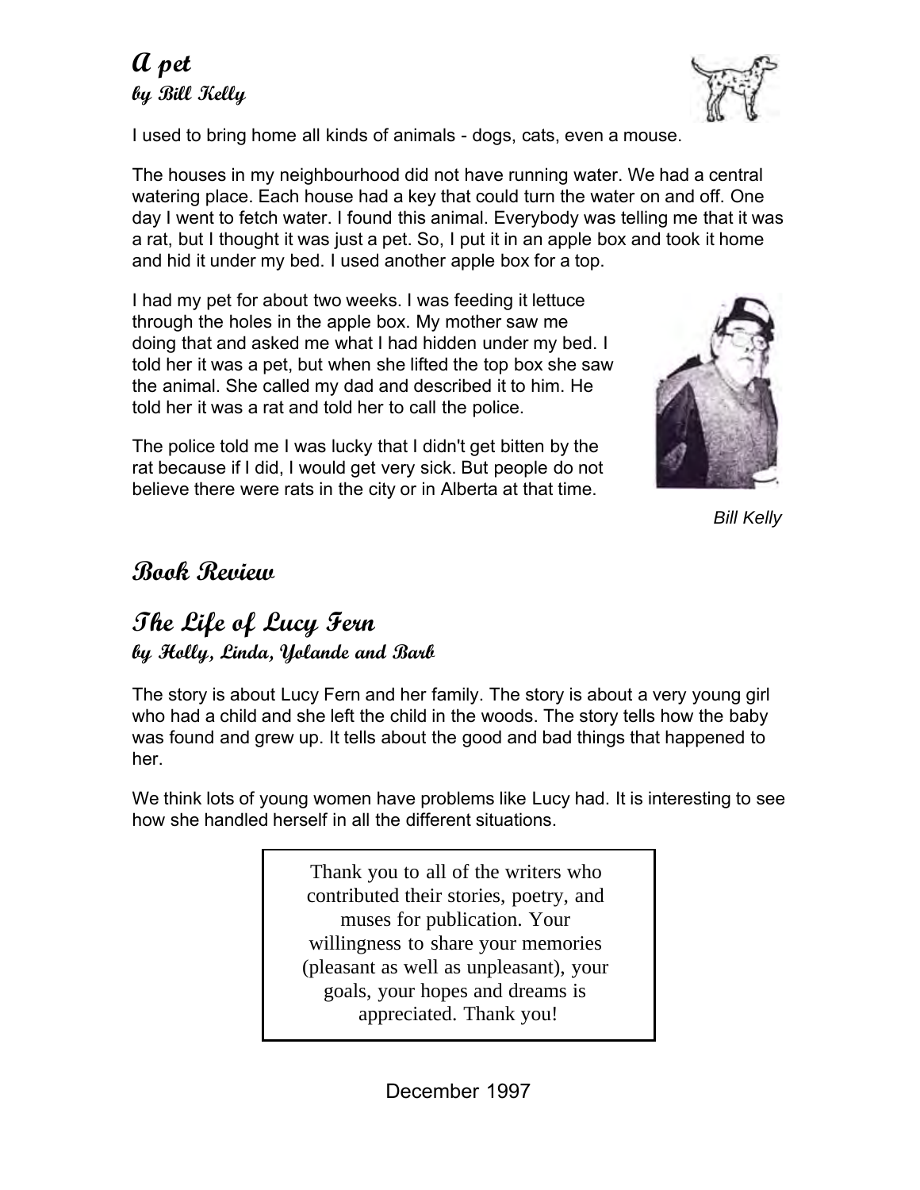## A pet
### by Bill Kelly

I used to bring home all kinds of animals - dogs, cats, even a mouse.

The houses in my neighbourhood did not have running water. We had a central watering place. Each house had a key that could turn the water on and off. One day I went to fetch water. I found this animal. Everybody was telling me that it was a rat, but I thought it was just a pet. So, I put it in an apple box and took it home and hid it under my bed. I used another apple box for a top.

I had my pet for about two weeks. I was feeding it lettuce through the holes in the apple box. My mother saw me doing that and asked me what I had hidden under my bed. I told her it was a pet, but when she lifted the top box she saw the animal. She called my dad and described it to him. He told her it was a rat and told her to call the police.

The police told me I was lucky that I didn't get bitten by the rat because if I did, I would get very sick. But people do not believe there were rats in the city or in Alberta at that time.

*Bill Kelly*

## Book Review

## The Life of Lucy Fern
### by Holly, Linda, Yolande and Barb

The story is about Lucy Fern and her family. The story is about a very young girl who had a child and she left the child in the woods. The story tells how the baby was found and grew up. It tells about the good and bad things that happened to her.

We think lots of young women have problems like Lucy had. It is interesting to see how she handled herself in all the different situations.

Thank you to all of the writers who contributed their stories, poetry, and muses for publication. Your willingness to share your memories (pleasant as well as unpleasant), your goals, your hopes and dreams is appreciated. Thank you!

December 1997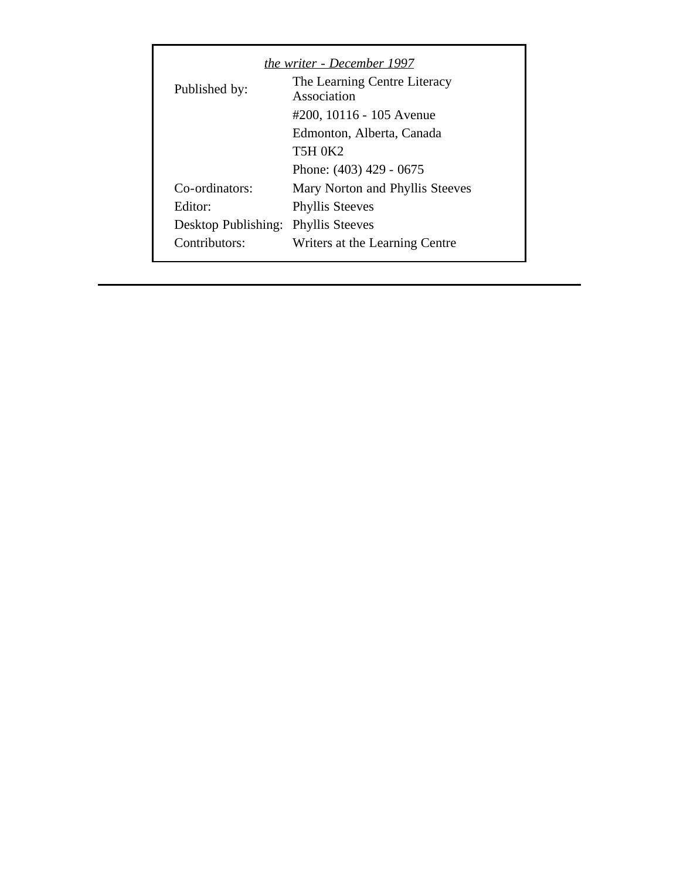*the writer - December 1997*

| | |
|---|---|
| Published by: | The Learning Centre Literacy Association |
| | #200, 10116 - 105 Avenue |
| | Edmonton, Alberta, Canada |
| | T5H 0K2 |
| | Phone: (403) 429 - 0675 |
| Co-ordinators: | Mary Norton and Phyllis Steeves |
| Editor: | Phyllis Steeves |
| Desktop Publishing: | Phyllis Steeves |
| Contributors: | Writers at the Learning Centre |